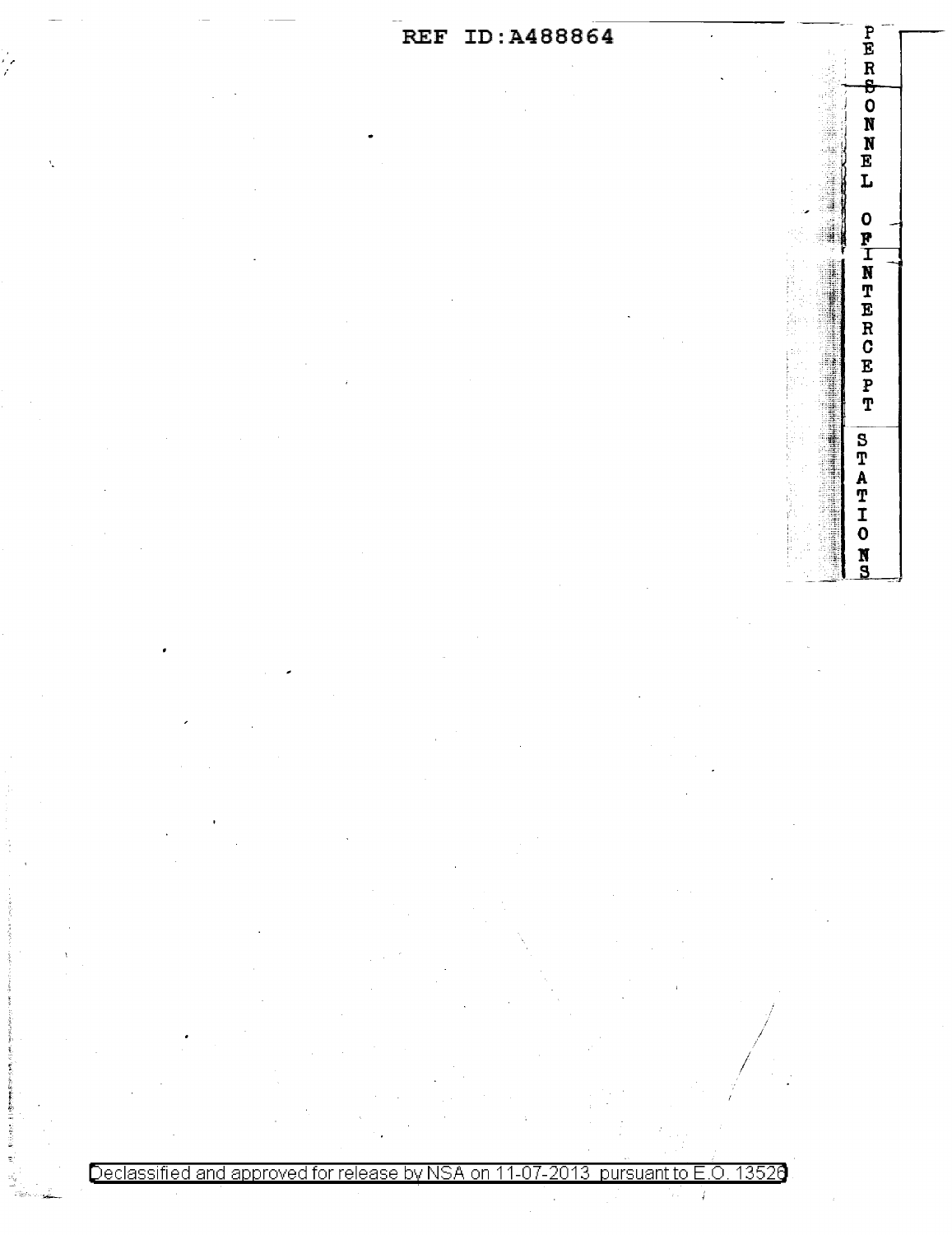REF ID:A488864

PERSONNEL OF INTERCEPT STATIONS

Declassified and approved for release by NSA on 11-07-2013 pursuant to E.O. 13526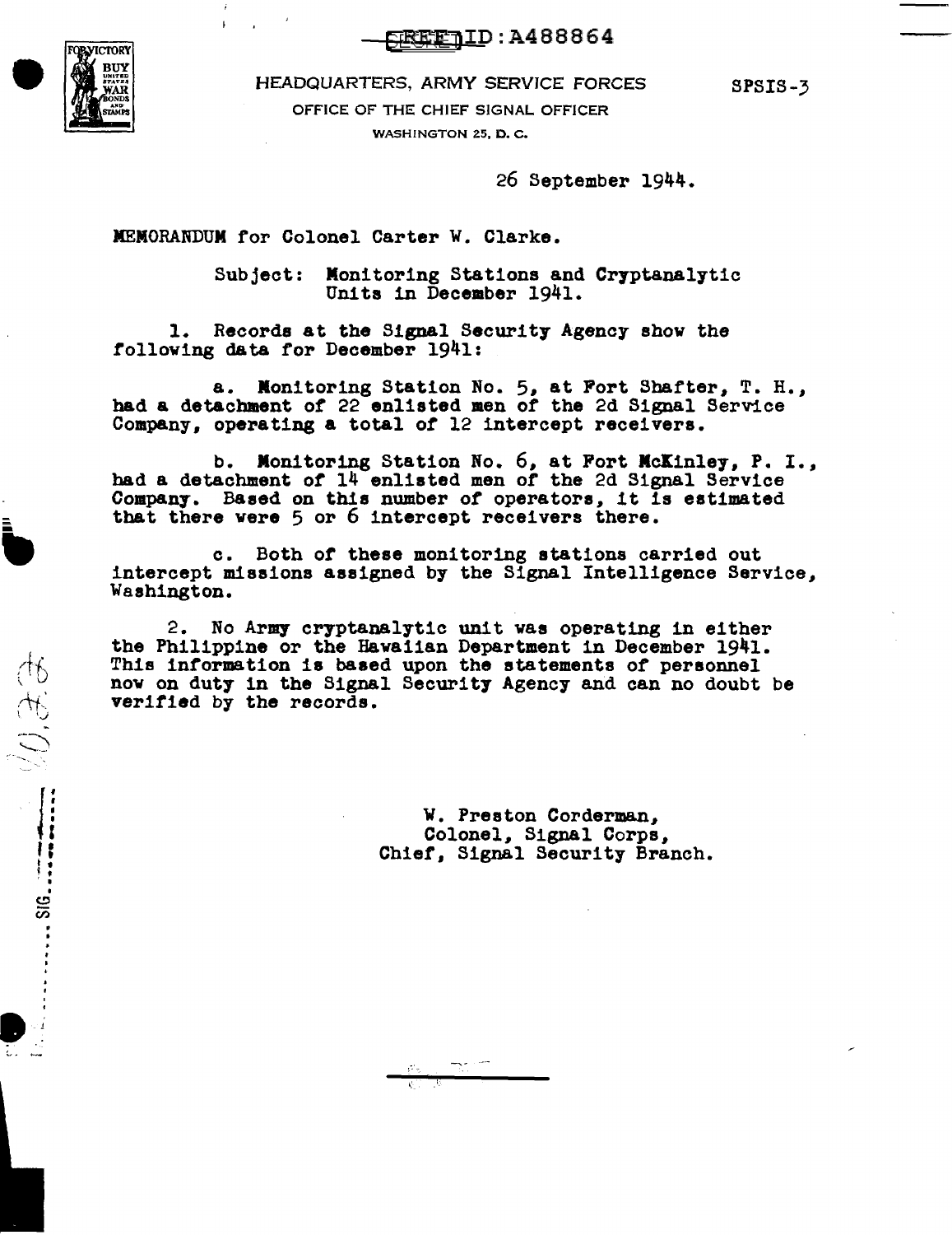HEADQUARTERS, ARMY SERVICE FORCES

SPSIS-3

OFFICE OF THE CHIEF SIGNAL OFFICER

WASHINGTON 25, D. C.

26 September 1944.

MEMORANDUM for Colonel Carter W. Clarke.

Subject: Monitoring Stations and Cryptanalytic Units in December 1941.

1. Records at the Signal Security Agency show the following data for December 1941:

a. Monitoring Station No. 5, at Fort Shafter, T. H., had a detachment of 22 enlisted men of the 2d Signal Service Company, operating a total of 12 intercept receivers.

b. Monitoring Station No. 6, at Fort McKinley, P. I., had a detachment of 14 enlisted men of the 2d Signal Service Company. Based on this number of operators, it is estimated that there were 5 or 6 intercept receivers there.

c. Both of these monitoring stations carried out intercept missions assigned by the Signal Intelligence Service, Washington.

2. No Army cryptanalytic unit was operating in either the Philippine or the Hawaiian Department in December 1941. This information is based upon the statements of personnel now on duty in the Signal Security Agency and can no doubt be verified by the records.

W. Preston Corderman,
Colonel, Signal Corps,
Chief, Signal Security Branch.